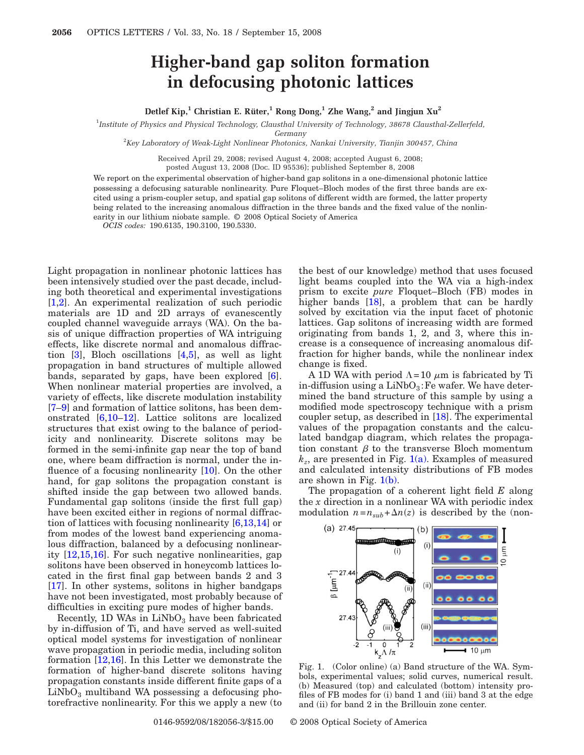# Higher-band gap soliton formation in defocusing photonic lattices

**Detlef Kip,[1] Christian E. Rüter,[1] Rong Dong,[1] Zhe Wang,[2] and Jingjun Xu[2]**

[1] *Institute of Physics and Physical Technology, Clausthal University of Technology, 38678 Clausthal-Zellerfeld, Germany*

[2] *Key Laboratory of Weak-Light Nonlinear Photonics, Nankai University, Tianjin 300457, China*

Received April 29, 2008; revised August 4, 2008; accepted August 6, 2008; posted August 13, 2008 (Doc. ID 95536); published September 8, 2008

We report on the experimental observation of higher-band gap solitons in a one-dimensional photonic lattice possessing a defocusing saturable nonlinearity. Pure Floquet–Bloch modes of the first three bands are excited using a prism-coupler setup, and spatial gap solitons of different width are formed, the latter property being related to the increasing anomalous diffraction in the three bands and the fixed value of the nonlinearity in our lithium niobate sample. © 2008 Optical Society of America

*OCIS codes:* 190.6135, 190.3100, 190.5330.

Light propagation in nonlinear photonic lattices has been intensively studied over the past decade, including both theoretical and experimental investigations [1,2]. An experimental realization of such periodic materials are 1D and 2D arrays of evanescently coupled channel waveguide arrays (WA). On the basis of unique diffraction properties of WA intriguing effects, like discrete normal and anomalous diffraction [3], Bloch oscillations [4,5], as well as light propagation in band structures of multiple allowed bands, separated by gaps, have been explored [6]. When nonlinear material properties are involved, a variety of effects, like discrete modulation instability [7–9] and formation of lattice solitons, has been demonstrated [6,10–12]. Lattice solitons are localized structures that exist owing to the balance of periodicity and nonlinearity. Discrete solitons may be formed in the semi-infinite gap near the top of band one, where beam diffraction is normal, under the influence of a focusing nonlinearity [10]. On the other hand, for gap solitons the propagation constant is shifted inside the gap between two allowed bands. Fundamental gap solitons (inside the first full gap) have been excited either in regions of normal diffraction of lattices with focusing nonlinearity [6,13,14] or from modes of the lowest band experiencing anomalous diffraction, balanced by a defocusing nonlinearity [12,15,16]. For such negative nonlinearities, gap solitons have been observed in honeycomb lattices located in the first final gap between bands 2 and 3 [17]. In other systems, solitons in higher bandgaps have not been investigated, most probably because of difficulties in exciting pure modes of higher bands.

Recently, 1D WAs in $LiNbO_3$ have been fabricated by in-diffusion of Ti, and have served as well-suited optical model systems for investigation of nonlinear wave propagation in periodic media, including soliton formation [12,16]. In this Letter we demonstrate the formation of higher-band discrete solitons having propagation constants inside different finite gaps of a $LiNbO_3$ multiband WA possessing a defocusing photorefractive nonlinearity. For this we apply a new (to the best of our knowledge) method that uses focused light beams coupled into the WA via a high-index prism to excite *pure* Floquet–Bloch (FB) modes in higher bands [18], a problem that can be hardly solved by excitation via the input facet of photonic lattices. Gap solitons of increasing width are formed originating from bands 1, 2, and 3, where this increase is a consequence of increasing anomalous diffraction for higher bands, while the nonlinear index change is fixed.

A 1D WA with period $\Lambda=10$ $\mu$m is fabricated by Ti in-diffusion using a $LiNbO_3$:Fe wafer. We have determined the band structure of this sample by using a modified mode spectroscopy technique with a prism coupler setup, as described in [18]. The experimental values of the propagation constants and the calculated bandgap diagram, which relates the propagation constant $\beta$ to the transverse Bloch momentum $k_z$, are presented in Fig. 1(a). Examples of measured and calculated intensity distributions of FB modes are shown in Fig. 1(b).

The propagation of a coherent light field $E$ along the $x$ direction in a nonlinear WA with periodic index modulation $n=n_{sub}+\Delta n(z)$ is described by the (non-

Fig. 1. (Color online) (a) Band structure of the WA. Symbols, experimental values; solid curves, numerical result. (b) Measured (top) and calculated (bottom) intensity profiles of FB modes for (i) band 1 and (iii) band 3 at the edge and (ii) for band 2 in the Brillouin zone center.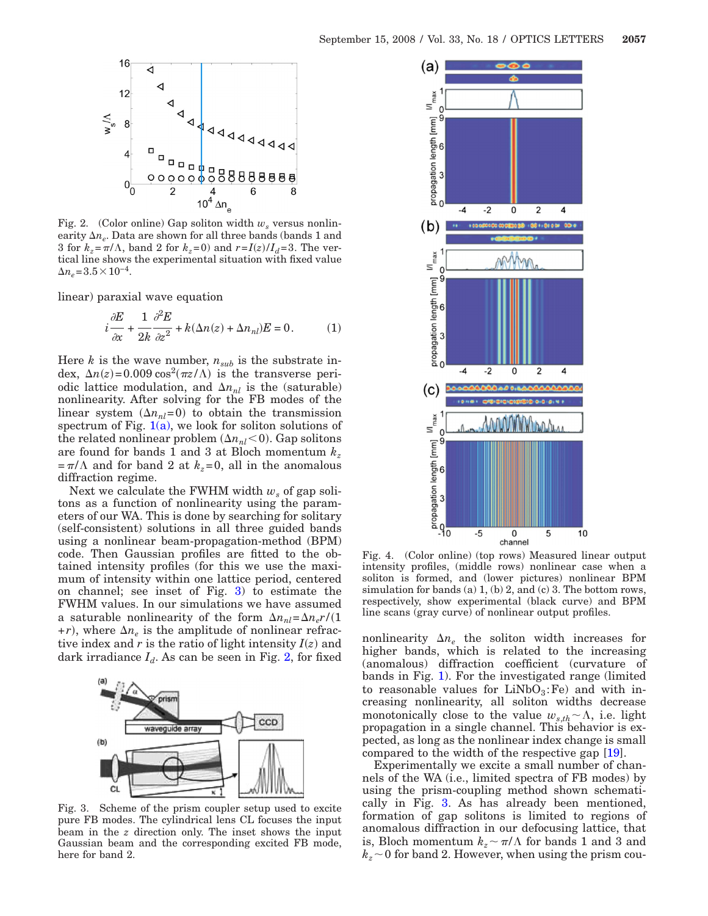Fig. 2. (Color online) Gap soliton width $w_s$ versus nonlinearity $\Delta n_e$. Data are shown for all three bands (bands 1 and 3 for $k_z = \pi/\Lambda$, band 2 for $k_z = 0$) and $r = I(z)/I_d = 3$. The vertical line shows the experimental situation with fixed value $\Delta n_e = 3.5 \times 10^{-4}$.

linear) paraxial wave equation

$$i\frac{\partial E}{\partial x} + \frac{1}{2k}\frac{\partial^2 E}{\partial z^2} + k(\Delta n(z) + \Delta n_{nl})E = 0. \qquad (1)$$

Here $k$ is the wave number, $n_{sub}$ is the substrate index, $\Delta n(z) = 0.009\cos^2(\pi z/\Lambda)$ is the transverse periodic lattice modulation, and $\Delta n_{nl}$ is the (saturable) nonlinearity. After solving for the FB modes of the linear system ($\Delta n_{nl} = 0$) to obtain the transmission spectrum of Fig. 1(a), we look for soliton solutions of the related nonlinear problem ($\Delta n_{nl} < 0$). Gap solitons are found for bands 1 and 3 at Bloch momentum $k_z = \pi/\Lambda$ and for band 2 at $k_z = 0$, all in the anomalous diffraction regime.

Next we calculate the FWHM width $w_s$ of gap solitons as a function of nonlinearity using the parameters of our WA. This is done by searching for solitary (self-consistent) solutions in all three guided bands using a nonlinear beam-propagation-method (BPM) code. Then Gaussian profiles are fitted to the obtained intensity profiles (for this we use the maximum of intensity within one lattice period, centered on channel; see inset of Fig. 3) to estimate the FWHM values. In our simulations we have assumed a saturable nonlinearity of the form $\Delta n_{nl} = \Delta n_e r/(1+r)$, where $\Delta n_e$ is the amplitude of nonlinear refractive index and $r$ is the ratio of light intensity $I(z)$ and dark irradiance $I_d$. As can be seen in Fig. 2, for fixed nonlinearity $\Delta n_e$ the soliton width increases for higher bands, which is related to the increasing (anomalous) diffraction coefficient (curvature of bands in Fig. 1). For the investigated range (limited to reasonable values for $LiNbO_3$:Fe) and with increasing nonlinearity, all soliton widths decrease monotonically close to the value $w_{s,th} \sim \Lambda$, i.e. light propagation in a single channel. This behavior is expected, as long as the nonlinear index change is small compared to the width of the respective gap [19].

Fig. 3. Scheme of the prism coupler setup used to excite pure FB modes. The cylindrical lens CL focuses the input beam in the $z$ direction only. The inset shows the input Gaussian beam and the corresponding excited FB mode, here for band 2.

Fig. 4. (Color online) (top rows) Measured linear output intensity profiles, (middle rows) nonlinear case when a soliton is formed, and (lower pictures) nonlinear BPM simulation for bands (a) 1, (b) 2, and (c) 3. The bottom rows, respectively, show experimental (black curve) and BPM line scans (gray curve) of nonlinear output profiles.

Experimentally we excite a small number of channels of the WA (i.e., limited spectra of FB modes) by using the prism-coupling method shown schematically in Fig. 3. As has already been mentioned, formation of gap solitons is limited to regions of anomalous diffraction in our defocusing lattice, that is, Bloch momentum $k_z \sim \pi/\Lambda$ for bands 1 and 3 and $k_z \sim 0$ for band 2. However, when using the prism cou-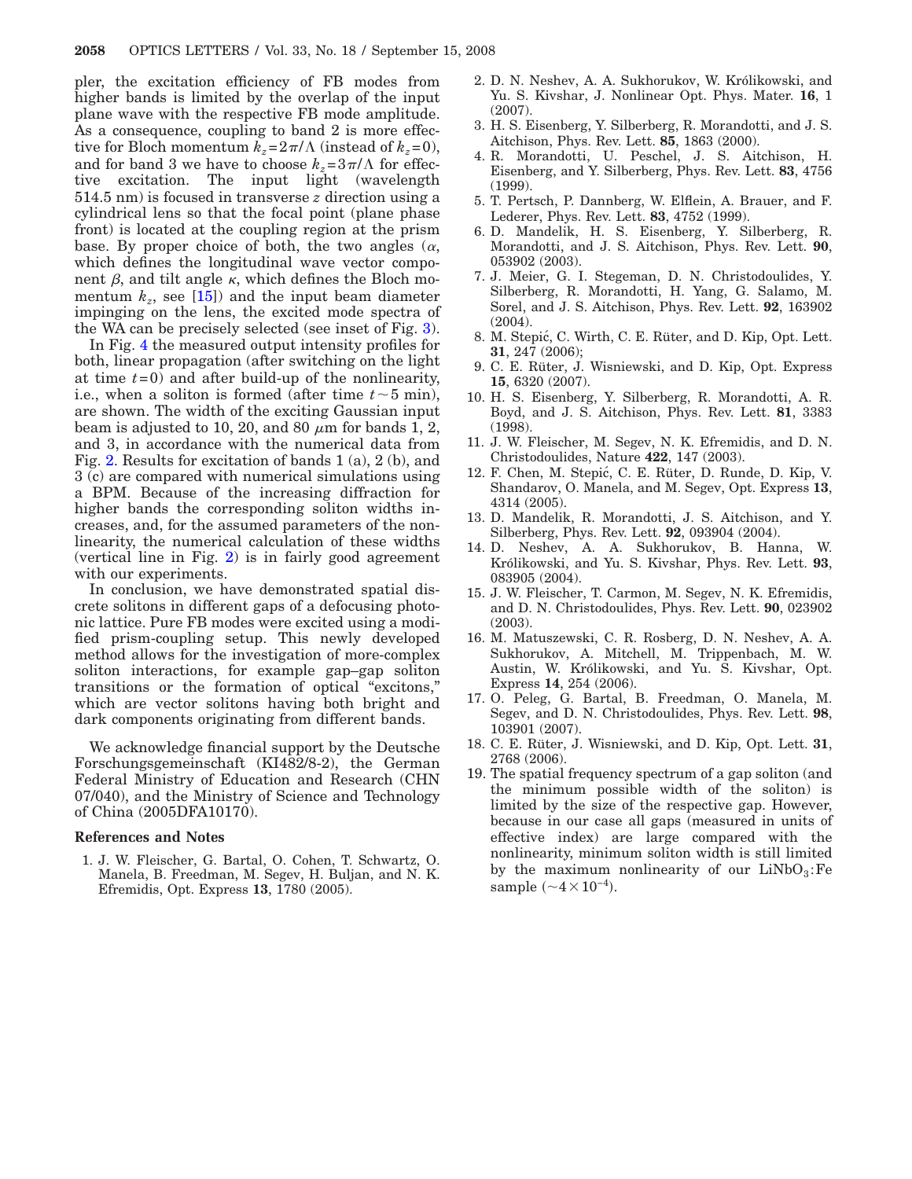pler, the excitation efficiency of FB modes from higher bands is limited by the overlap of the input plane wave with the respective FB mode amplitude. As a consequence, coupling to band 2 is more effective for Bloch momentum $k_z = 2\pi/\Lambda$ (instead of $k_z = 0$), and for band 3 we have to choose $k_z = 3\pi/\Lambda$ for effective excitation. The input light (wavelength 514.5 nm) is focused in transverse $z$ direction using a cylindrical lens so that the focal point (plane phase front) is located at the coupling region at the prism base. By proper choice of both, the two angles ($\alpha$, which defines the longitudinal wave vector component $\beta$, and tilt angle $\kappa$, which defines the Bloch momentum $k_z$, see [15]) and the input beam diameter impinging on the lens, the excited mode spectra of the WA can be precisely selected (see inset of Fig. 3).

In Fig. 4 the measured output intensity profiles for both, linear propagation (after switching on the light at time $t = 0$) and after build-up of the nonlinearity, i.e., when a soliton is formed (after time $t \sim 5$ min), are shown. The width of the exciting Gaussian input beam is adjusted to 10, 20, and 80 $\mu$m for bands 1, 2, and 3, in accordance with the numerical data from Fig. 2. Results for excitation of bands 1 (a), 2 (b), and 3 (c) are compared with numerical simulations using a BPM. Because of the increasing diffraction for higher bands the corresponding soliton widths increases, and, for the assumed parameters of the nonlinearity, the numerical calculation of these widths (vertical line in Fig. 2) is in fairly good agreement with our experiments.

In conclusion, we have demonstrated spatial discrete solitons in different gaps of a defocusing photonic lattice. Pure FB modes were excited using a modified prism-coupling setup. This newly developed method allows for the investigation of more-complex soliton interactions, for example gap–gap soliton transitions or the formation of optical "excitons," which are vector solitons having both bright and dark components originating from different bands.

We acknowledge financial support by the Deutsche Forschungsgemeinschaft (KI482/8-2), the German Federal Ministry of Education and Research (CHN 07/040), and the Ministry of Science and Technology of China (2005DFA10170).

### References and Notes

1. J. W. Fleischer, G. Bartal, O. Cohen, T. Schwartz, O. Manela, B. Freedman, M. Segev, H. Buljan, and N. K. Efremidis, Opt. Express **13**, 1780 (2005).
2. D. N. Neshev, A. A. Sukhorukov, W. Królikowski, and Yu. S. Kivshar, J. Nonlinear Opt. Phys. Mater. **16**, 1 (2007).
3. H. S. Eisenberg, Y. Silberberg, R. Morandotti, and J. S. Aitchison, Phys. Rev. Lett. **85**, 1863 (2000).
4. R. Morandotti, U. Peschel, J. S. Aitchison, H. Eisenberg, and Y. Silberberg, Phys. Rev. Lett. **83**, 4756 (1999).
5. T. Pertsch, P. Dannberg, W. Elflein, A. Brauer, and F. Lederer, Phys. Rev. Lett. **83**, 4752 (1999).
6. D. Mandelik, H. S. Eisenberg, Y. Silberberg, R. Morandotti, and J. S. Aitchison, Phys. Rev. Lett. **90**, 053902 (2003).
7. J. Meier, G. I. Stegeman, D. N. Christodoulides, Y. Silberberg, R. Morandotti, H. Yang, G. Salamo, M. Sorel, and J. S. Aitchison, Phys. Rev. Lett. **92**, 163902 (2004).
8. M. Stepić, C. Wirth, C. E. Rüter, and D. Kip, Opt. Lett. **31**, 247 (2006);
9. C. E. Rüter, J. Wisniewski, and D. Kip, Opt. Express **15**, 6320 (2007).
10. H. S. Eisenberg, Y. Silberberg, R. Morandotti, A. R. Boyd, and J. S. Aitchison, Phys. Rev. Lett. **81**, 3383 (1998).
11. J. W. Fleischer, M. Segev, N. K. Efremidis, and D. N. Christodoulides, Nature **422**, 147 (2003).
12. F. Chen, M. Stepić, C. E. Rüter, D. Runde, D. Kip, V. Shandarov, O. Manela, and M. Segev, Opt. Express **13**, 4314 (2005).
13. D. Mandelik, R. Morandotti, J. S. Aitchison, and Y. Silberberg, Phys. Rev. Lett. **92**, 093904 (2004).
14. D. Neshev, A. A. Sukhorukov, B. Hanna, W. Królikowski, and Yu. S. Kivshar, Phys. Rev. Lett. **93**, 083905 (2004).
15. J. W. Fleischer, T. Carmon, M. Segev, N. K. Efremidis, and D. N. Christodoulides, Phys. Rev. Lett. **90**, 023902 (2003).
16. M. Matuszewski, C. R. Rosberg, D. N. Neshev, A. A. Sukhorukov, A. Mitchell, M. Trippenbach, M. W. Austin, W. Królikowski, and Yu. S. Kivshar, Opt. Express **14**, 254 (2006).
17. O. Peleg, G. Bartal, B. Freedman, O. Manela, M. Segev, and D. N. Christodoulides, Phys. Rev. Lett. **98**, 103901 (2007).
18. C. E. Rüter, J. Wisniewski, and D. Kip, Opt. Lett. **31**, 2768 (2006).
19. The spatial frequency spectrum of a gap soliton (and the minimum possible width of the soliton) is limited by the size of the respective gap. However, because in our case all gaps (measured in units of effective index) are large compared with the nonlinearity, minimum soliton width is still limited by the maximum nonlinearity of our $LiNbO_3$:Fe sample ($\sim 4 \times 10^{-4}$).